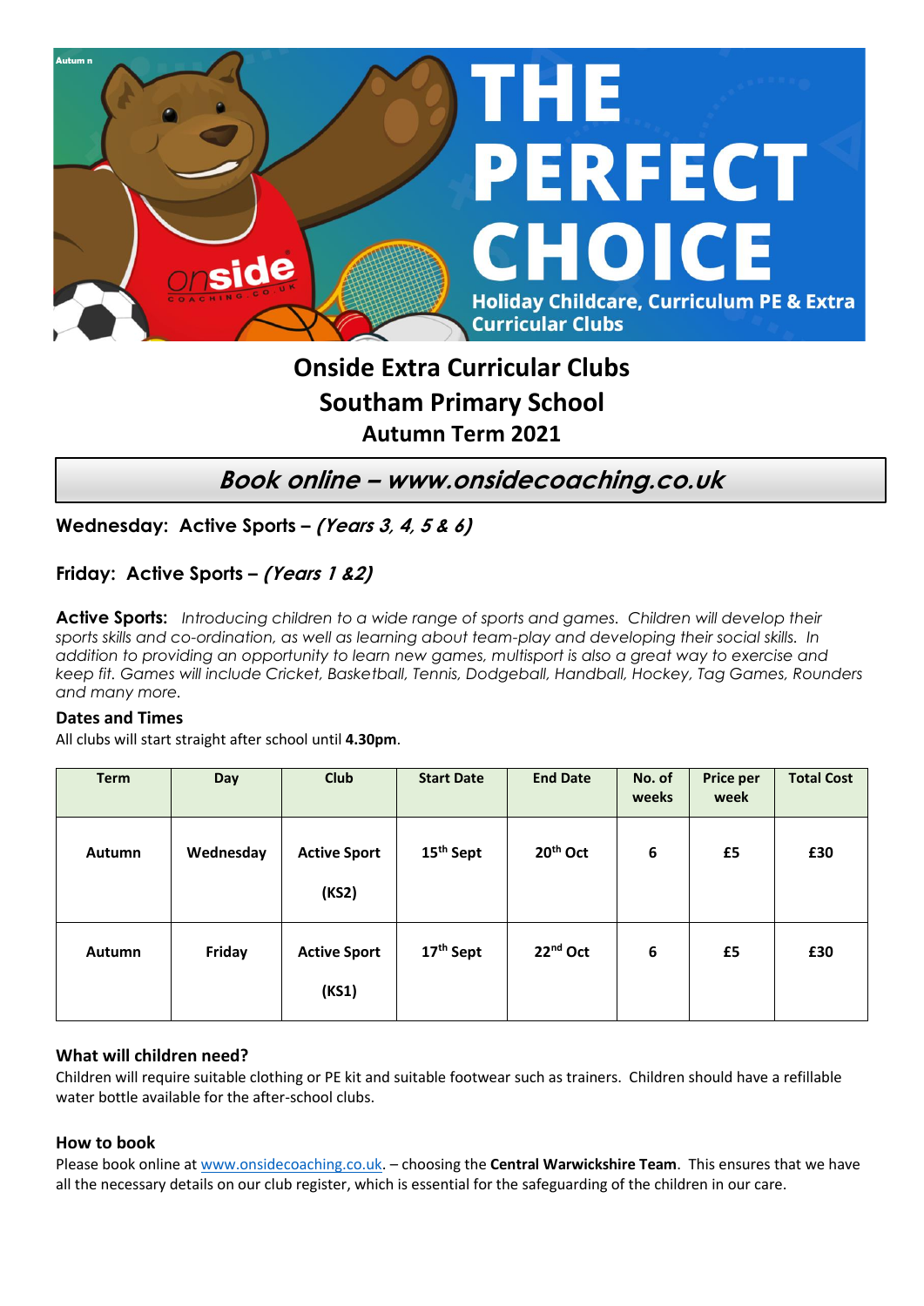Autum n

# THE PERFECT CHOICE

Holiday Childcare, Curriculum PE & Extra Curricular Clubs

# Onside Extra Curricular Clubs
# Southam Primary School
## Autumn Term 2021

## *Book online – www.onsidecoaching.co.uk*

**Wednesday: Active Sports – *(Years 3, 4, 5 & 6)***

**Friday: Active Sports – *(Years 1 &2)***

**Active Sports:** *Introducing children to a wide range of sports and games. Children will develop their sports skills and co-ordination, as well as learning about team-play and developing their social skills. In addition to providing an opportunity to learn new games, multisport is also a great way to exercise and keep fit. Games will include Cricket, Basketball, Tennis, Dodgeball, Handball, Hockey, Tag Games, Rounders and many more.*

### Dates and Times

All clubs will start straight after school until **4.30pm**.

| Term | Day | Club | Start Date | End Date | No. of weeks | Price per week | Total Cost |
|---|---|---|---|---|---|---|---|
| **Autumn** | **Wednesday** | **Active Sport (KS2)** | **15th Sept** | **20th Oct** | **6** | **£5** | **£30** |
| **Autumn** | **Friday** | **Active Sport (KS1)** | **17th Sept** | **22nd Oct** | **6** | **£5** | **£30** |

### What will children need?

Children will require suitable clothing or PE kit and suitable footwear such as trainers. Children should have a refillable water bottle available for the after-school clubs.

### How to book

Please book online at www.onsidecoaching.co.uk. – choosing the **Central Warwickshire Team**. This ensures that we have all the necessary details on our club register, which is essential for the safeguarding of the children in our care.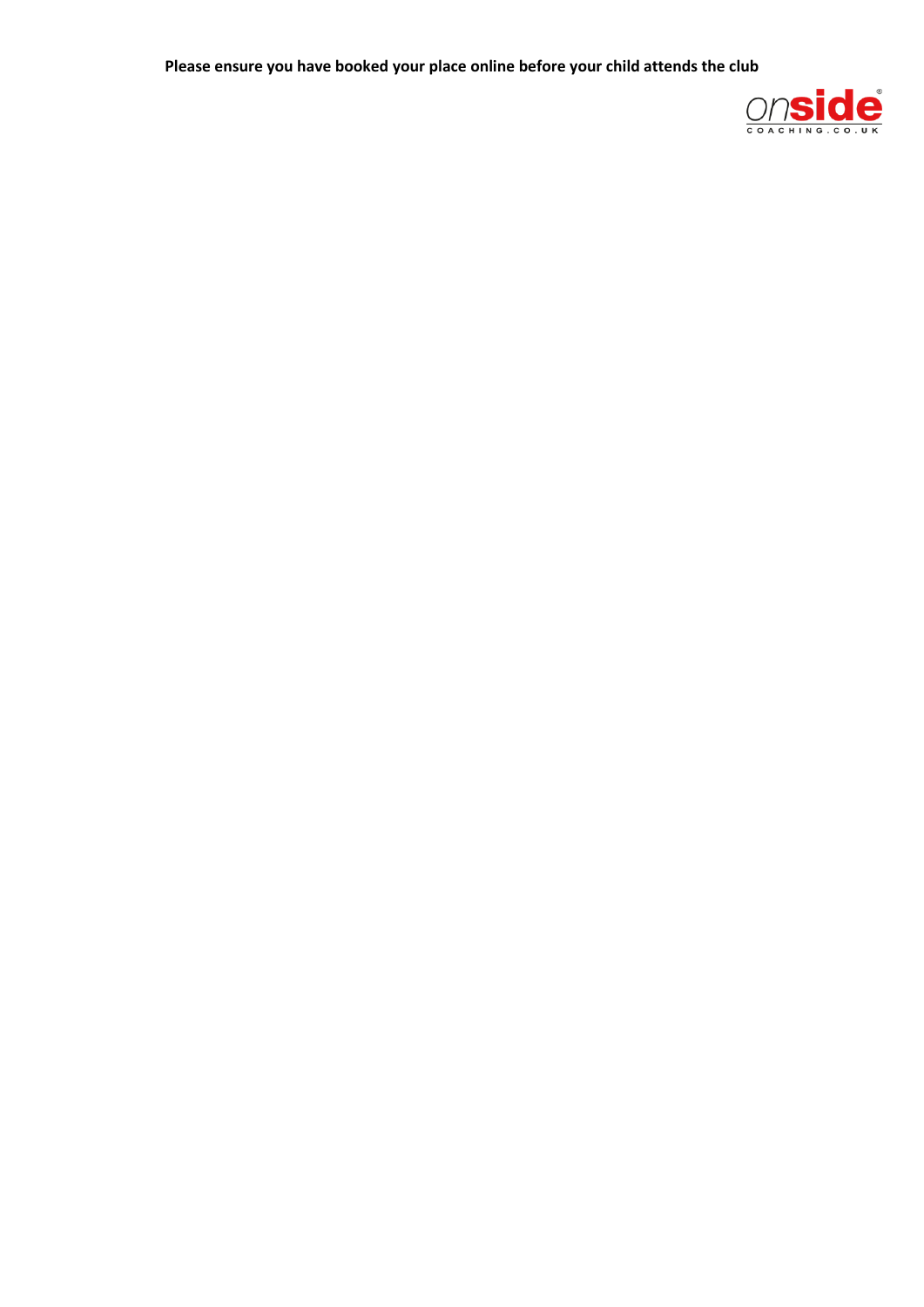**Please ensure you have booked your place online before your child attends the club**

onside
COACHING.CO.UK